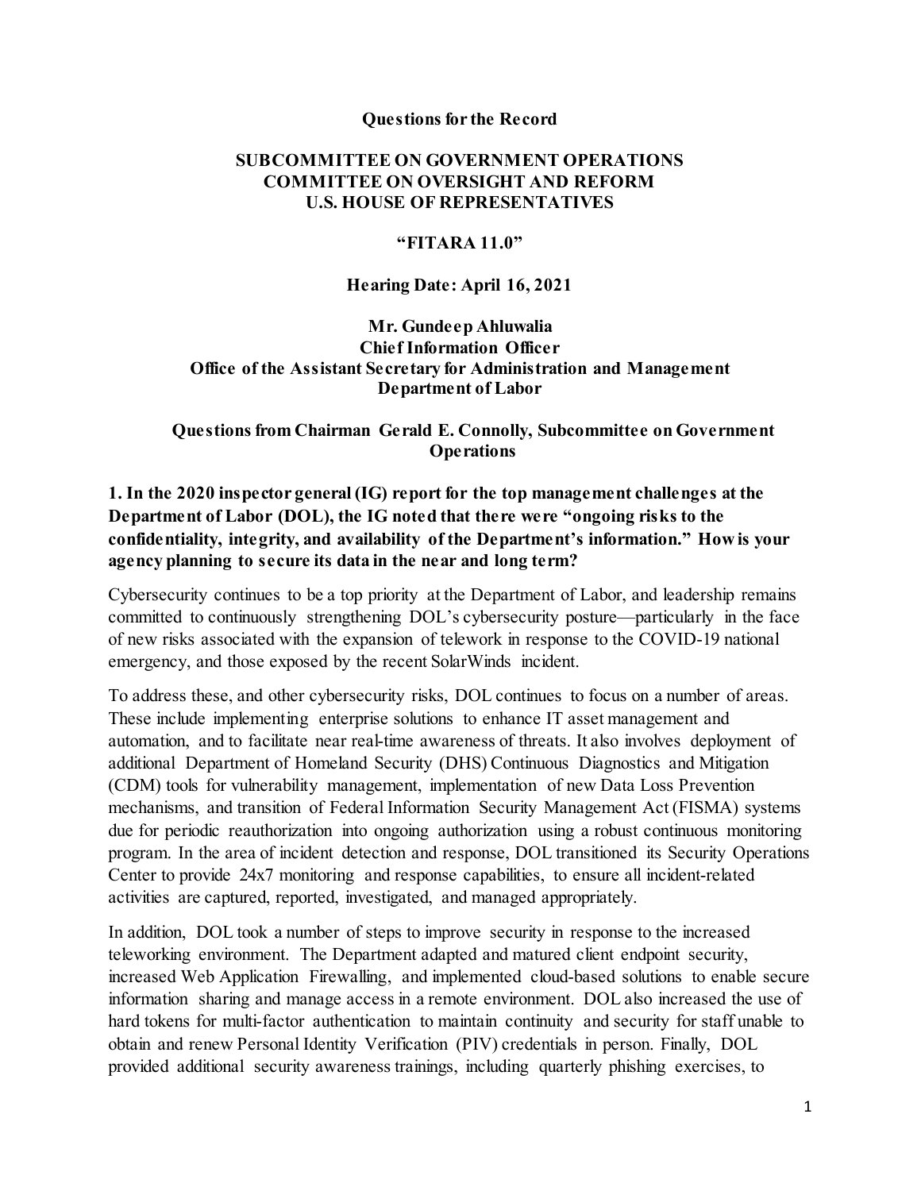**Questions for the Record**

**SUBCOMMITTEE ON GOVERNMENT OPERATIONS**
**COMMITTEE ON OVERSIGHT AND REFORM**
**U.S. HOUSE OF REPRESENTATIVES**

**"FITARA 11.0"**

**Hearing Date: April 16, 2021**

**Mr. Gundeep Ahluwalia**
**Chief Information Officer**
**Office of the Assistant Secretary for Administration and Management**
**Department of Labor**

**Questions from Chairman Gerald E. Connolly, Subcommittee on Government Operations**

**1. In the 2020 inspector general (IG) report for the top management challenges at the Department of Labor (DOL), the IG noted that there were "ongoing risks to the confidentiality, integrity, and availability of the Department's information." How is your agency planning to secure its data in the near and long term?**

Cybersecurity continues to be a top priority at the Department of Labor, and leadership remains committed to continuously strengthening DOL's cybersecurity posture—particularly in the face of new risks associated with the expansion of telework in response to the COVID-19 national emergency, and those exposed by the recent SolarWinds incident.

To address these, and other cybersecurity risks, DOL continues to focus on a number of areas. These include implementing enterprise solutions to enhance IT asset management and automation, and to facilitate near real-time awareness of threats. It also involves deployment of additional Department of Homeland Security (DHS) Continuous Diagnostics and Mitigation (CDM) tools for vulnerability management, implementation of new Data Loss Prevention mechanisms, and transition of Federal Information Security Management Act (FISMA) systems due for periodic reauthorization into ongoing authorization using a robust continuous monitoring program. In the area of incident detection and response, DOL transitioned its Security Operations Center to provide 24x7 monitoring and response capabilities, to ensure all incident-related activities are captured, reported, investigated, and managed appropriately.

In addition, DOL took a number of steps to improve security in response to the increased teleworking environment. The Department adapted and matured client endpoint security, increased Web Application Firewalling, and implemented cloud-based solutions to enable secure information sharing and manage access in a remote environment. DOL also increased the use of hard tokens for multi-factor authentication to maintain continuity and security for staff unable to obtain and renew Personal Identity Verification (PIV) credentials in person. Finally, DOL provided additional security awareness trainings, including quarterly phishing exercises, to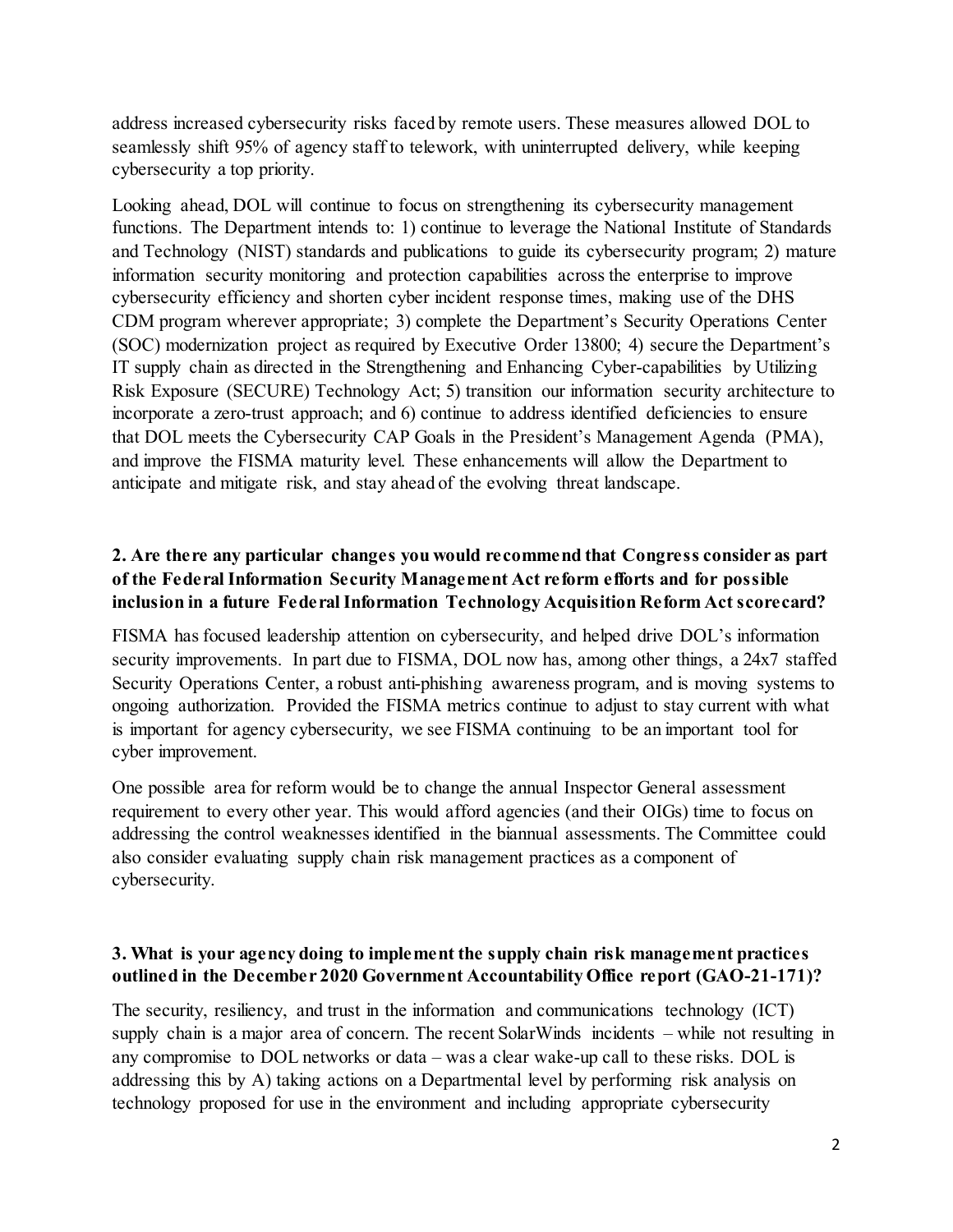address increased cybersecurity risks faced by remote users. These measures allowed DOL to seamlessly shift 95% of agency staff to telework, with uninterrupted delivery, while keeping cybersecurity a top priority.

Looking ahead, DOL will continue to focus on strengthening its cybersecurity management functions. The Department intends to: 1) continue to leverage the National Institute of Standards and Technology (NIST) standards and publications to guide its cybersecurity program; 2) mature information security monitoring and protection capabilities across the enterprise to improve cybersecurity efficiency and shorten cyber incident response times, making use of the DHS CDM program wherever appropriate; 3) complete the Department's Security Operations Center (SOC) modernization project as required by Executive Order 13800; 4) secure the Department's IT supply chain as directed in the Strengthening and Enhancing Cyber-capabilities by Utilizing Risk Exposure (SECURE) Technology Act; 5) transition our information security architecture to incorporate a zero-trust approach; and 6) continue to address identified deficiencies to ensure that DOL meets the Cybersecurity CAP Goals in the President's Management Agenda (PMA), and improve the FISMA maturity level. These enhancements will allow the Department to anticipate and mitigate risk, and stay ahead of the evolving threat landscape.

**2. Are there any particular changes you would recommend that Congress consider as part of the Federal Information Security Management Act reform efforts and for possible inclusion in a future Federal Information Technology Acquisition Reform Act scorecard?**

FISMA has focused leadership attention on cybersecurity, and helped drive DOL's information security improvements. In part due to FISMA, DOL now has, among other things, a 24x7 staffed Security Operations Center, a robust anti-phishing awareness program, and is moving systems to ongoing authorization. Provided the FISMA metrics continue to adjust to stay current with what is important for agency cybersecurity, we see FISMA continuing to be an important tool for cyber improvement.

One possible area for reform would be to change the annual Inspector General assessment requirement to every other year. This would afford agencies (and their OIGs) time to focus on addressing the control weaknesses identified in the biannual assessments. The Committee could also consider evaluating supply chain risk management practices as a component of cybersecurity.

**3. What is your agency doing to implement the supply chain risk management practices outlined in the December 2020 Government Accountability Office report (GAO-21-171)?**

The security, resiliency, and trust in the information and communications technology (ICT) supply chain is a major area of concern. The recent SolarWinds incidents – while not resulting in any compromise to DOL networks or data – was a clear wake-up call to these risks. DOL is addressing this by A) taking actions on a Departmental level by performing risk analysis on technology proposed for use in the environment and including appropriate cybersecurity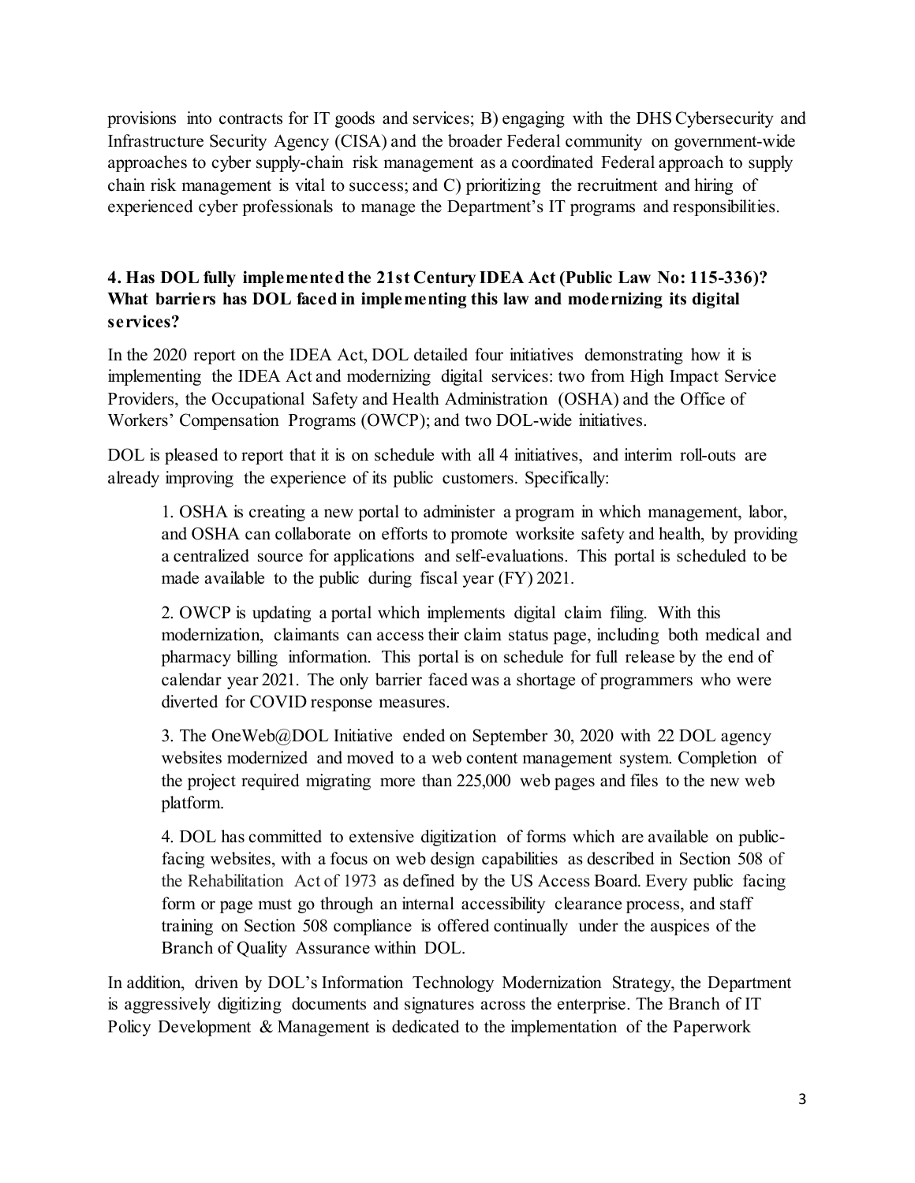provisions into contracts for IT goods and services; B) engaging with the DHS Cybersecurity and Infrastructure Security Agency (CISA) and the broader Federal community on government-wide approaches to cyber supply-chain risk management as a coordinated Federal approach to supply chain risk management is vital to success; and C) prioritizing the recruitment and hiring of experienced cyber professionals to manage the Department's IT programs and responsibilities.

**4. Has DOL fully implemented the 21st Century IDEA Act (Public Law No: 115-336)? What barriers has DOL faced in implementing this law and modernizing its digital services?**

In the 2020 report on the IDEA Act, DOL detailed four initiatives demonstrating how it is implementing the IDEA Act and modernizing digital services: two from High Impact Service Providers, the Occupational Safety and Health Administration (OSHA) and the Office of Workers' Compensation Programs (OWCP); and two DOL-wide initiatives.

DOL is pleased to report that it is on schedule with all 4 initiatives, and interim roll-outs are already improving the experience of its public customers. Specifically:

> 1. OSHA is creating a new portal to administer a program in which management, labor, and OSHA can collaborate on efforts to promote worksite safety and health, by providing a centralized source for applications and self-evaluations. This portal is scheduled to be made available to the public during fiscal year (FY) 2021.
>
> 2. OWCP is updating a portal which implements digital claim filing. With this modernization, claimants can access their claim status page, including both medical and pharmacy billing information. This portal is on schedule for full release by the end of calendar year 2021. The only barrier faced was a shortage of programmers who were diverted for COVID response measures.
>
> 3. The OneWeb@DOL Initiative ended on September 30, 2020 with 22 DOL agency websites modernized and moved to a web content management system. Completion of the project required migrating more than 225,000 web pages and files to the new web platform.
>
> 4. DOL has committed to extensive digitization of forms which are available on public-facing websites, with a focus on web design capabilities as described in Section 508 of the Rehabilitation Act of 1973 as defined by the US Access Board. Every public facing form or page must go through an internal accessibility clearance process, and staff training on Section 508 compliance is offered continually under the auspices of the Branch of Quality Assurance within DOL.

In addition, driven by DOL's Information Technology Modernization Strategy, the Department is aggressively digitizing documents and signatures across the enterprise. The Branch of IT Policy Development & Management is dedicated to the implementation of the Paperwork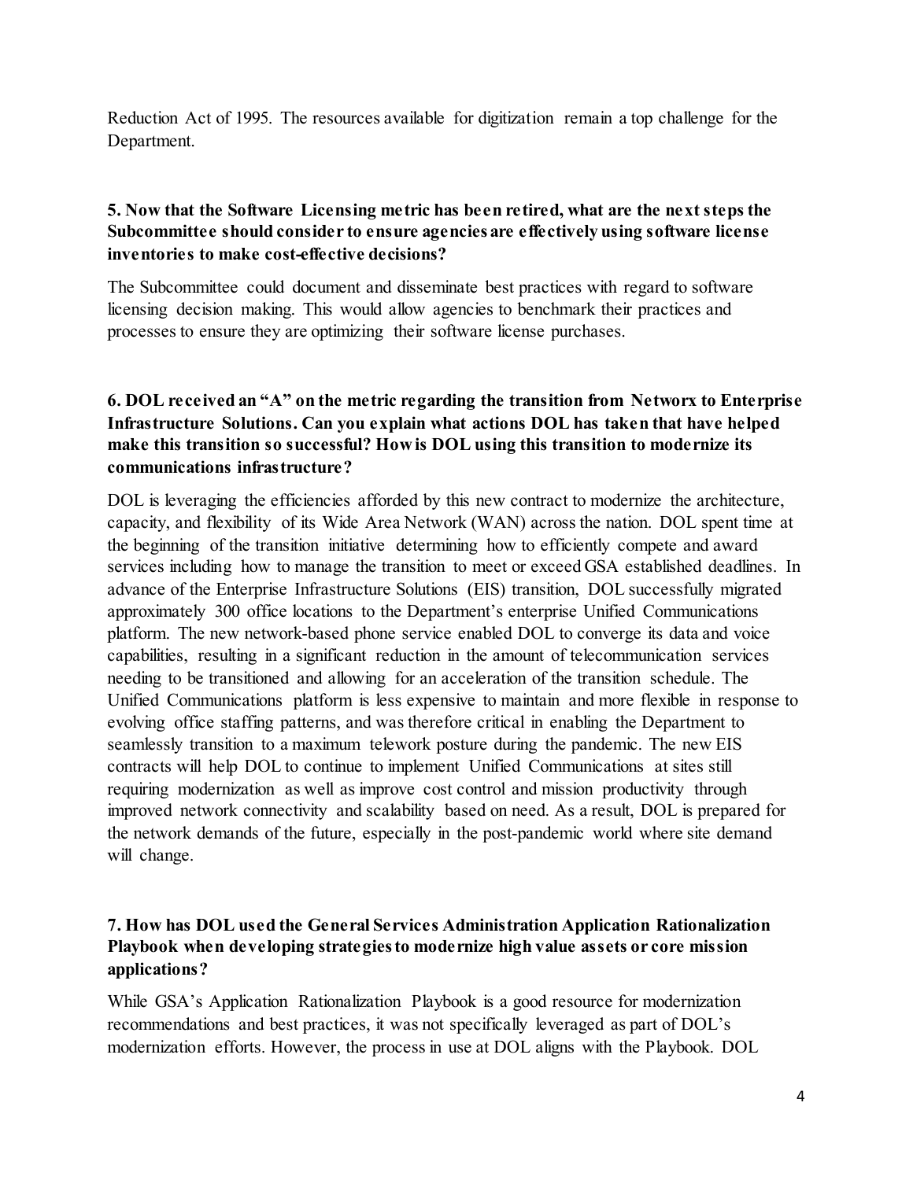Reduction Act of 1995. The resources available for digitization remain a top challenge for the Department.

**5. Now that the Software Licensing metric has been retired, what are the next steps the Subcommittee should consider to ensure agencies are effectively using software license inventories to make cost-effective decisions?**

The Subcommittee could document and disseminate best practices with regard to software licensing decision making. This would allow agencies to benchmark their practices and processes to ensure they are optimizing their software license purchases.

**6. DOL received an "A" on the metric regarding the transition from Networx to Enterprise Infrastructure Solutions. Can you explain what actions DOL has taken that have helped make this transition so successful? How is DOL using this transition to modernize its communications infrastructure?**

DOL is leveraging the efficiencies afforded by this new contract to modernize the architecture, capacity, and flexibility of its Wide Area Network (WAN) across the nation. DOL spent time at the beginning of the transition initiative determining how to efficiently compete and award services including how to manage the transition to meet or exceed GSA established deadlines. In advance of the Enterprise Infrastructure Solutions (EIS) transition, DOL successfully migrated approximately 300 office locations to the Department's enterprise Unified Communications platform. The new network-based phone service enabled DOL to converge its data and voice capabilities, resulting in a significant reduction in the amount of telecommunication services needing to be transitioned and allowing for an acceleration of the transition schedule. The Unified Communications platform is less expensive to maintain and more flexible in response to evolving office staffing patterns, and was therefore critical in enabling the Department to seamlessly transition to a maximum telework posture during the pandemic. The new EIS contracts will help DOL to continue to implement Unified Communications at sites still requiring modernization as well as improve cost control and mission productivity through improved network connectivity and scalability based on need. As a result, DOL is prepared for the network demands of the future, especially in the post-pandemic world where site demand will change.

**7. How has DOL used the General Services Administration Application Rationalization Playbook when developing strategies to modernize high value assets or core mission applications?**

While GSA's Application Rationalization Playbook is a good resource for modernization recommendations and best practices, it was not specifically leveraged as part of DOL's modernization efforts. However, the process in use at DOL aligns with the Playbook. DOL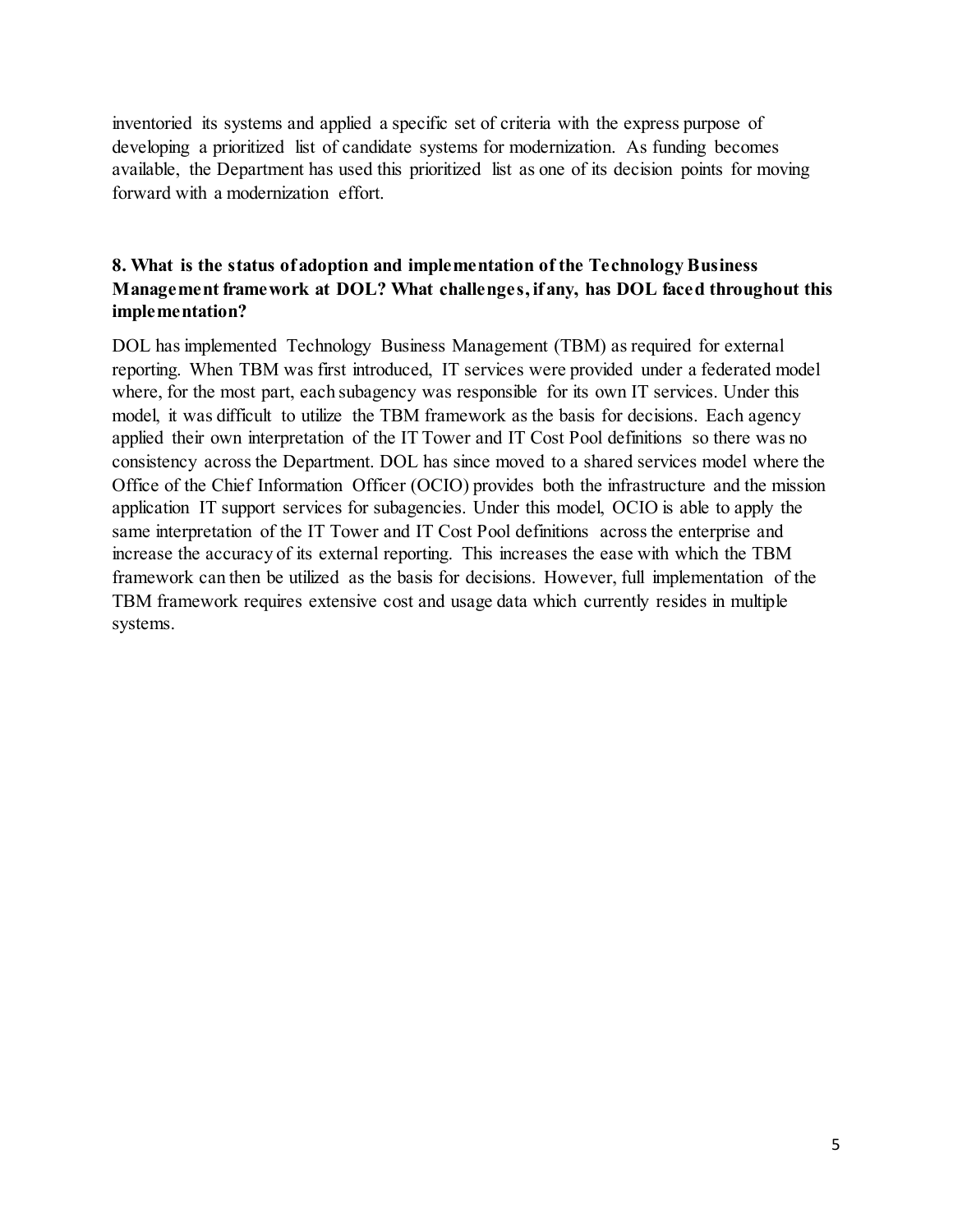inventoried its systems and applied a specific set of criteria with the express purpose of developing a prioritized list of candidate systems for modernization. As funding becomes available, the Department has used this prioritized list as one of its decision points for moving forward with a modernization effort.

**8. What is the status of adoption and implementation of the Technology Business Management framework at DOL? What challenges, if any, has DOL faced throughout this implementation?**

DOL has implemented Technology Business Management (TBM) as required for external reporting. When TBM was first introduced, IT services were provided under a federated model where, for the most part, each subagency was responsible for its own IT services. Under this model, it was difficult to utilize the TBM framework as the basis for decisions. Each agency applied their own interpretation of the IT Tower and IT Cost Pool definitions so there was no consistency across the Department. DOL has since moved to a shared services model where the Office of the Chief Information Officer (OCIO) provides both the infrastructure and the mission application IT support services for subagencies. Under this model, OCIO is able to apply the same interpretation of the IT Tower and IT Cost Pool definitions across the enterprise and increase the accuracy of its external reporting. This increases the ease with which the TBM framework can then be utilized as the basis for decisions. However, full implementation of the TBM framework requires extensive cost and usage data which currently resides in multiple systems.